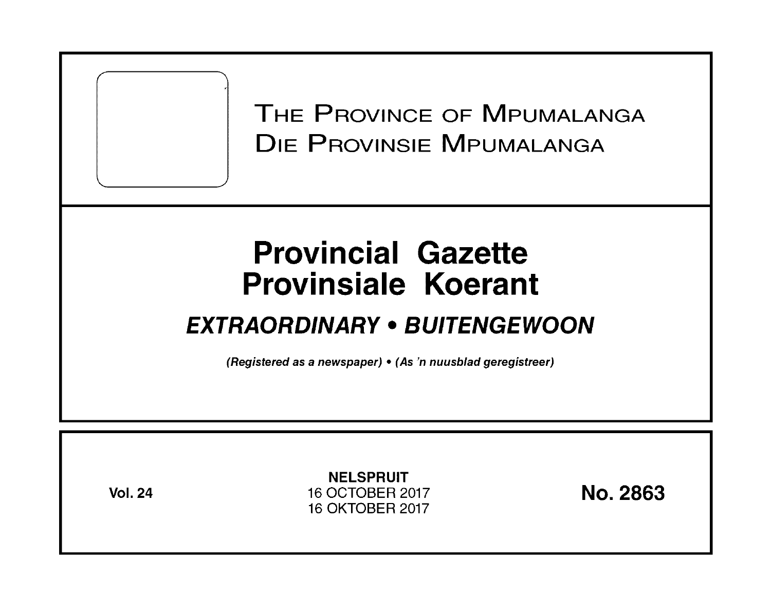# The Province of Mpumalanga
# Die Provinsie Mpumalanga

# Provincial Gazette
# Provinsiale Koerant

## *EXTRAORDINARY • BUITENGEWOON*

***(Registered as a newspaper) • (As 'n nuusblad geregistreer)***

**Vol. 24**

**NELSPRUIT**
16 OCTOBER 2017
16 OKTOBER 2017

**No. 2863**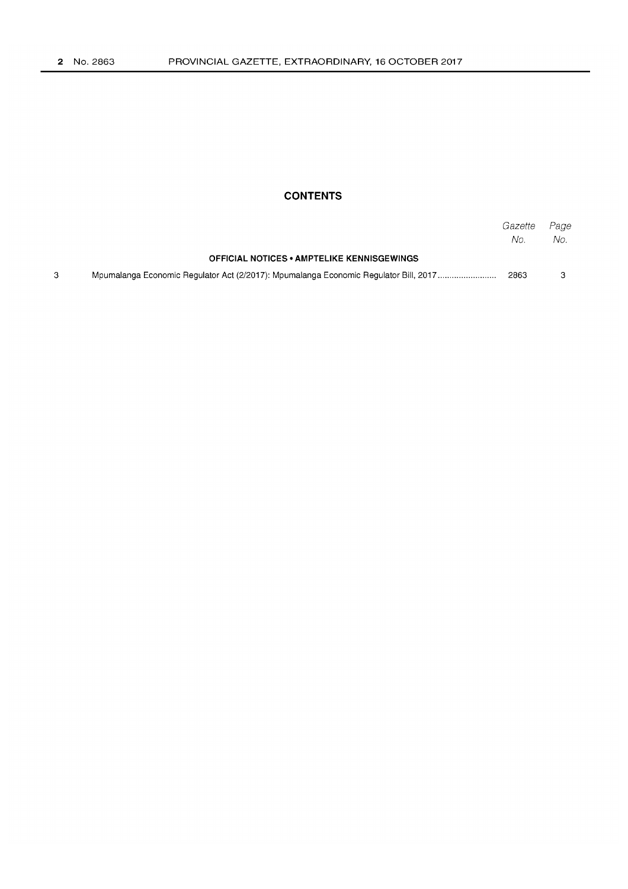## CONTENTS

| | | Gazette No. | Page No. |
|---|---|---|---|
| | **OFFICIAL NOTICES • AMPTELIKE KENNISGEWINGS** | | |
| 3 | Mpumalanga Economic Regulator Act (2/2017): Mpumalanga Economic Regulator Bill, 2017 | 2863 | 3 |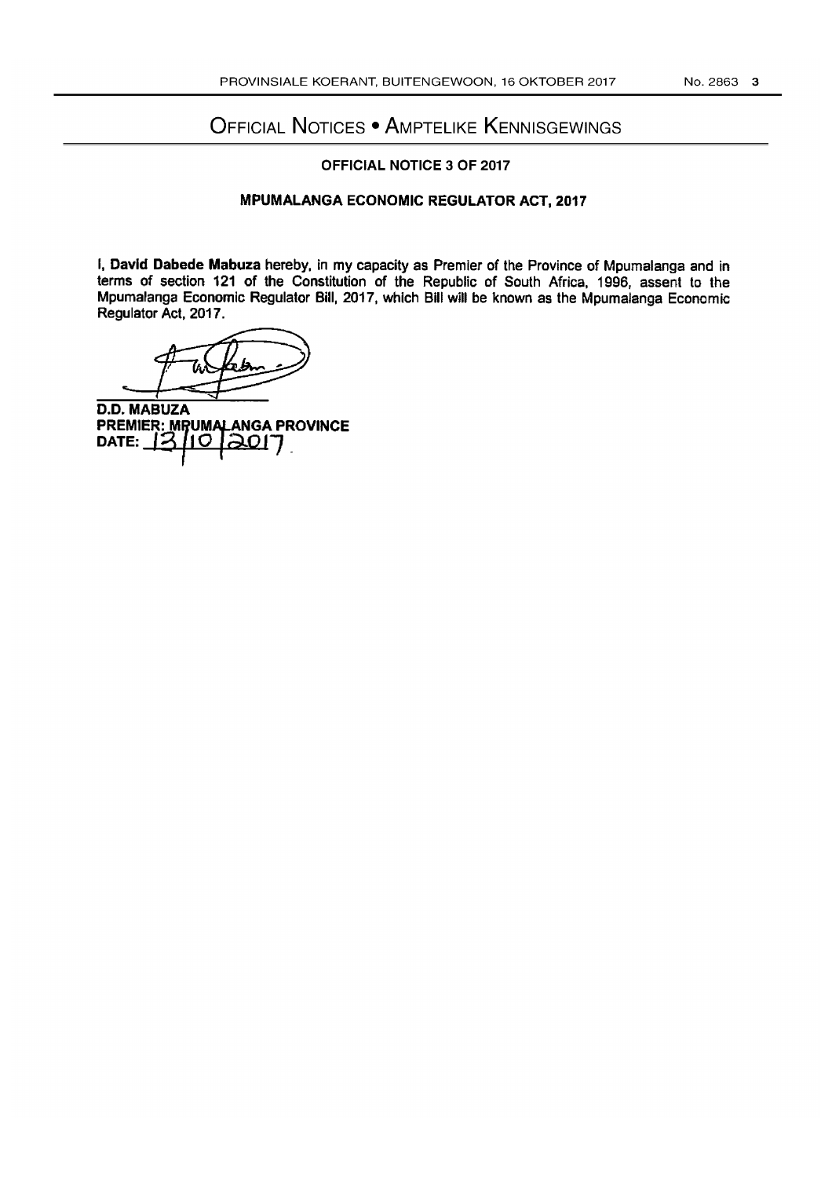# Official Notices • Amptelike Kennisgewings

## OFFICIAL NOTICE 3 OF 2017

## MPUMALANGA ECONOMIC REGULATOR ACT, 2017

I, **David Dabede Mabuza** hereby, in my capacity as Premier of the Province of Mpumalanga and in terms of section 121 of the Constitution of the Republic of South Africa, 1996, assent to the Mpumalanga Economic Regulator Bill, 2017, which Bill will be known as the Mpumalanga Economic Regulator Act, 2017.

**D.D. MABUZA**
**PREMIER: MPUMALANGA PROVINCE**
**DATE:** 13/10/2017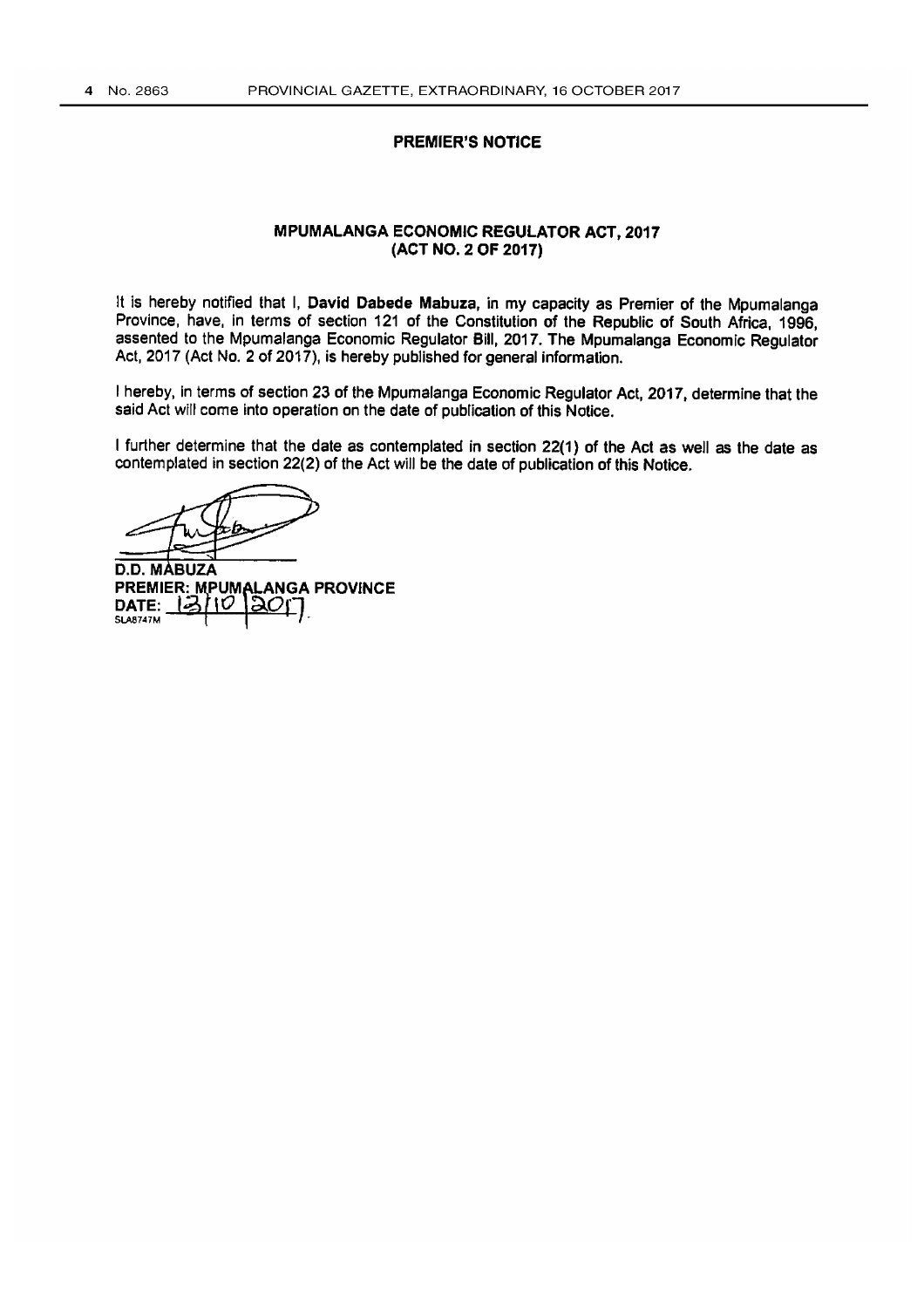## PREMIER'S NOTICE

### MPUMALANGA ECONOMIC REGULATOR ACT, 2017
### (ACT NO. 2 OF 2017)

It is hereby notified that I, **David Dabede Mabuza**, in my capacity as Premier of the Mpumalanga Province, have, in terms of section 121 of the Constitution of the Republic of South Africa, 1996, assented to the Mpumalanga Economic Regulator Bill, 2017. The Mpumalanga Economic Regulator Act, 2017 (Act No. 2 of 2017), is hereby published for general information.

I hereby, in terms of section 23 of the Mpumalanga Economic Regulator Act, 2017, determine that the said Act will come into operation on the date of publication of this Notice.

I further determine that the date as contemplated in section 22(1) of the Act as well as the date as contemplated in section 22(2) of the Act will be the date of publication of this Notice.

**D.D. MABUZA**
**PREMIER: MPUMALANGA PROVINCE**
**DATE:** 13/10/2017

SLA8747M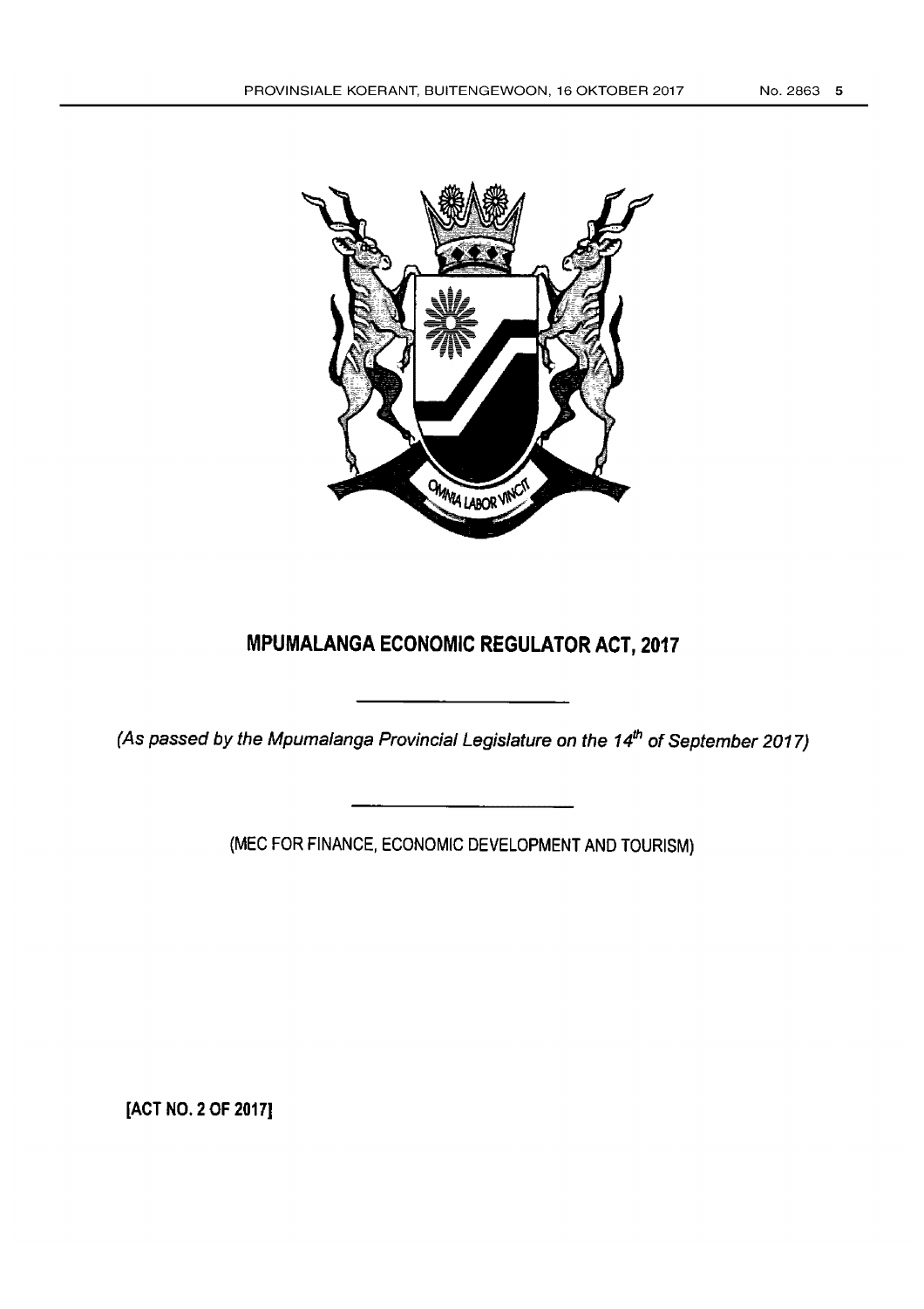# MPUMALANGA ECONOMIC REGULATOR ACT, 2017

*(As passed by the Mpumalanga Provincial Legislature on the 14th of September 2017)*

(MEC FOR FINANCE, ECONOMIC DEVELOPMENT AND TOURISM)

**[ACT NO. 2 OF 2017]**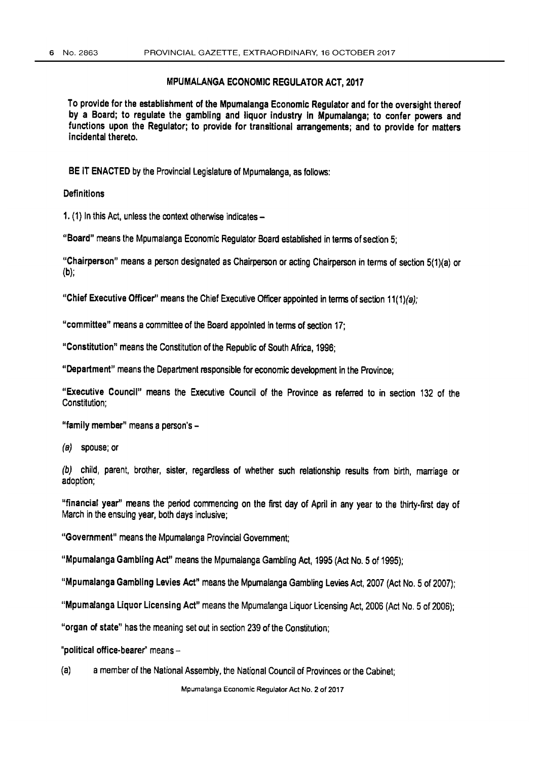## MPUMALANGA ECONOMIC REGULATOR ACT, 2017

**To provide for the establishment of the Mpumalanga Economic Regulator and for the oversight thereof by a Board; to regulate the gambling and liquor industry in Mpumalanga; to confer powers and functions upon the Regulator; to provide for transitional arrangements; and to provide for matters incidental thereto.**

**BE IT ENACTED** by the Provincial Legislature of Mpumalanga, as follows:

**Definitions**

1. (1) In this Act, unless the context otherwise indicates –

**"Board"** means the Mpumalanga Economic Regulator Board established in terms of section 5;

**"Chairperson"** means a person designated as Chairperson or acting Chairperson in terms of section 5(1)(a) or (b);

**"Chief Executive Officer"** means the Chief Executive Officer appointed in terms of section 11(1)*(a)*;

**"committee"** means a committee of the Board appointed in terms of section 17;

**"Constitution"** means the Constitution of the Republic of South Africa, 1996;

**"Department"** means the Department responsible for economic development in the Province;

**"Executive Council"** means the Executive Council of the Province as referred to in section 132 of the Constitution;

**"family member"** means a person's –

*(a)* spouse; or

*(b)* child, parent, brother, sister, regardless of whether such relationship results from birth, marriage or adoption;

**"financial year"** means the period commencing on the first day of April in any year to the thirty-first day of March in the ensuing year, both days inclusive;

**"Government"** means the Mpumalanga Provincial Government;

**"Mpumalanga Gambling Act"** means the Mpumalanga Gambling Act, 1995 (Act No. 5 of 1995);

**"Mpumalanga Gambling Levies Act"** means the Mpumalanga Gambling Levies Act, 2007 (Act No. 5 of 2007);

**"Mpumalanga Liquor Licensing Act"** means the Mpumalanga Liquor Licensing Act, 2006 (Act No. 5 of 2006);

**"organ of state"** has the meaning set out in section 239 of the Constitution;

**"political office-bearer"** means –

(a) a member of the National Assembly, the National Council of Provinces or the Cabinet;

Mpumalanga Economic Regulator Act No. 2 of 2017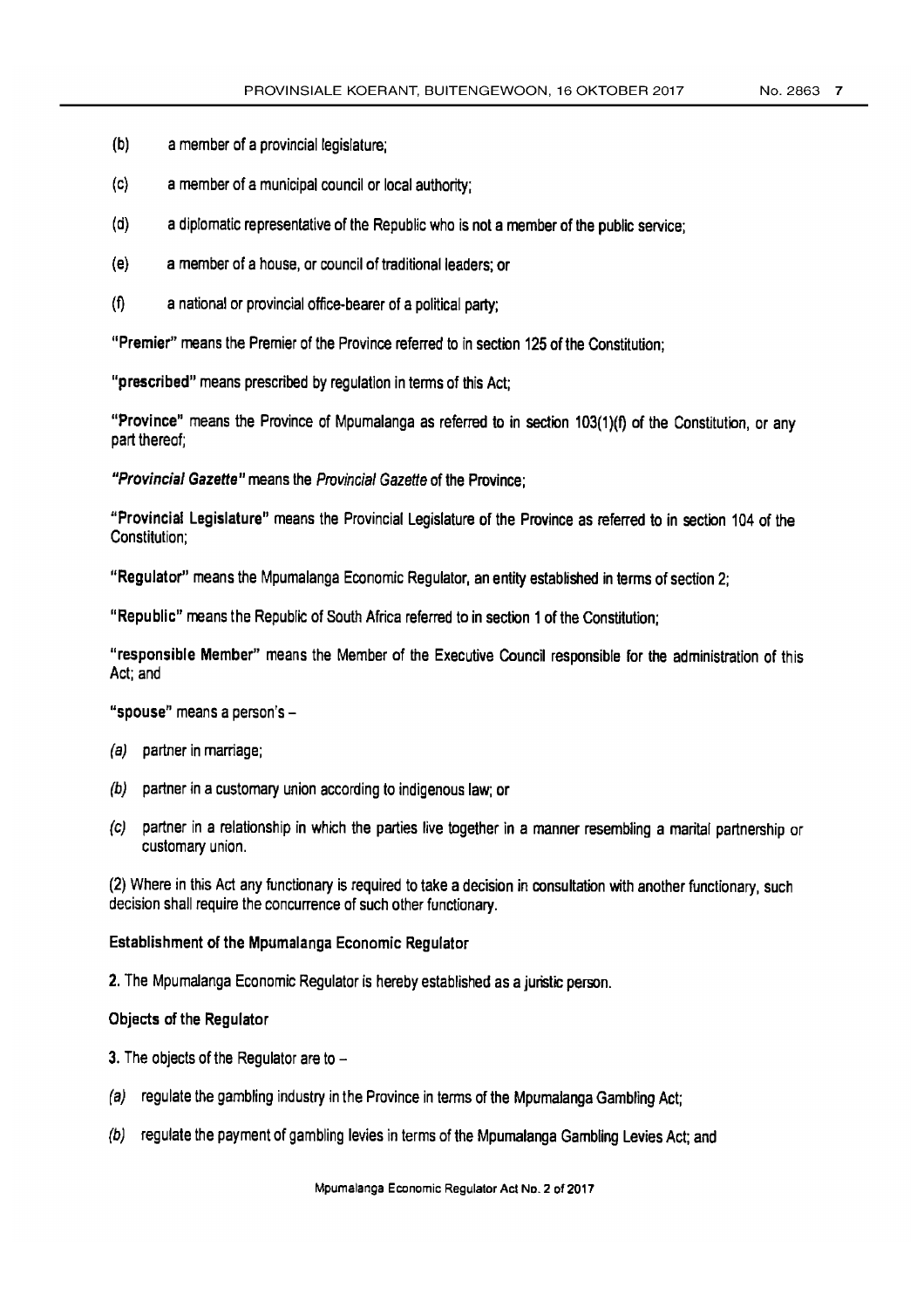(b) a member of a provincial legislature;

(c) a member of a municipal council or local authority;

(d) a diplomatic representative of the Republic who is not a member of the public service;

(e) a member of a house, or council of traditional leaders; or

(f) a national or provincial office-bearer of a political party;

**"Premier"** means the Premier of the Province referred to in section 125 of the Constitution;

**"prescribed"** means prescribed by regulation in terms of this Act;

**"Province"** means the Province of Mpumalanga as referred to in section 103(1)(f) of the Constitution, or any part thereof;

***"Provincial Gazette"*** means the *Provincial Gazette* of the Province;

**"Provincial Legislature"** means the Provincial Legislature of the Province as referred to in section 104 of the Constitution;

**"Regulator"** means the Mpumalanga Economic Regulator, an entity established in terms of section 2;

**"Republic"** means the Republic of South Africa referred to in section 1 of the Constitution;

**"responsible Member"** means the Member of the Executive Council responsible for the administration of this Act; and

**"spouse"** means a person's –

*(a)* partner in marriage;

*(b)* partner in a customary union according to indigenous law; or

*(c)* partner in a relationship in which the parties live together in a manner resembling a marital partnership or customary union.

(2) Where in this Act any functionary is required to take a decision in consultation with another functionary, such decision shall require the concurrence of such other functionary.

**Establishment of the Mpumalanga Economic Regulator**

**2.** The Mpumalanga Economic Regulator is hereby established as a juristic person.

**Objects of the Regulator**

**3.** The objects of the Regulator are to –

*(a)* regulate the gambling industry in the Province in terms of the Mpumalanga Gambling Act;

*(b)* regulate the payment of gambling levies in terms of the Mpumalanga Gambling Levies Act; and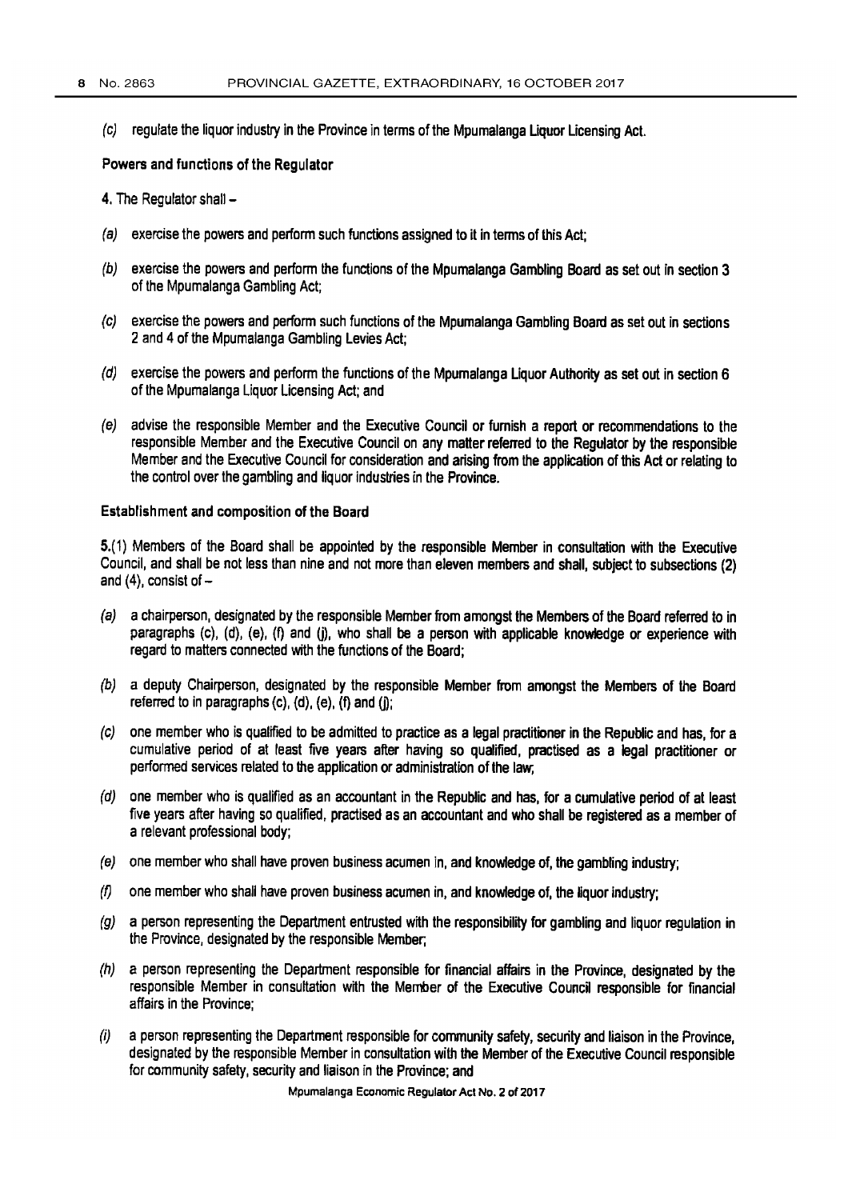*(c)* regulate the liquor industry in the Province in terms of the Mpumalanga Liquor Licensing Act.

**Powers and functions of the Regulator**

**4.** The Regulator shall –

*(a)* exercise the powers and perform such functions assigned to it in terms of this Act;

*(b)* exercise the powers and perform the functions of the Mpumalanga Gambling Board as set out in section 3 of the Mpumalanga Gambling Act;

*(c)* exercise the powers and perform such functions of the Mpumalanga Gambling Board as set out in sections 2 and 4 of the Mpumalanga Gambling Levies Act;

*(d)* exercise the powers and perform the functions of the Mpumalanga Liquor Authority as set out in section 6 of the Mpumalanga Liquor Licensing Act; and

*(e)* advise the responsible Member and the Executive Council or furnish a report or recommendations to the responsible Member and the Executive Council on any matter referred to the Regulator by the responsible Member and the Executive Council for consideration and arising from the application of this Act or relating to the control over the gambling and liquor industries in the Province.

**Establishment and composition of the Board**

**5.**(1) Members of the Board shall be appointed by the responsible Member in consultation with the Executive Council, and shall be not less than nine and not more than eleven members and shall, subject to subsections (2) and (4), consist of –

*(a)* a chairperson, designated by the responsible Member from amongst the Members of the Board referred to in paragraphs (c), (d), (e), (f) and (j), who shall be a person with applicable knowledge or experience with regard to matters connected with the functions of the Board;

*(b)* a deputy Chairperson, designated by the responsible Member from amongst the Members of the Board referred to in paragraphs (c), (d), (e), (f) and (j);

*(c)* one member who is qualified to be admitted to practice as a legal practitioner in the Republic and has, for a cumulative period of at least five years after having so qualified, practised as a legal practitioner or performed services related to the application or administration of the law;

*(d)* one member who is qualified as an accountant in the Republic and has, for a cumulative period of at least five years after having so qualified, practised as an accountant and who shall be registered as a member of a relevant professional body;

*(e)* one member who shall have proven business acumen in, and knowledge of, the gambling industry;

*(f)* one member who shall have proven business acumen in, and knowledge of, the liquor industry;

*(g)* a person representing the Department entrusted with the responsibility for gambling and liquor regulation in the Province, designated by the responsible Member;

*(h)* a person representing the Department responsible for financial affairs in the Province, designated by the responsible Member in consultation with the Member of the Executive Council responsible for financial affairs in the Province;

*(i)* a person representing the Department responsible for community safety, security and liaison in the Province, designated by the responsible Member in consultation with the Member of the Executive Council responsible for community safety, security and liaison in the Province; and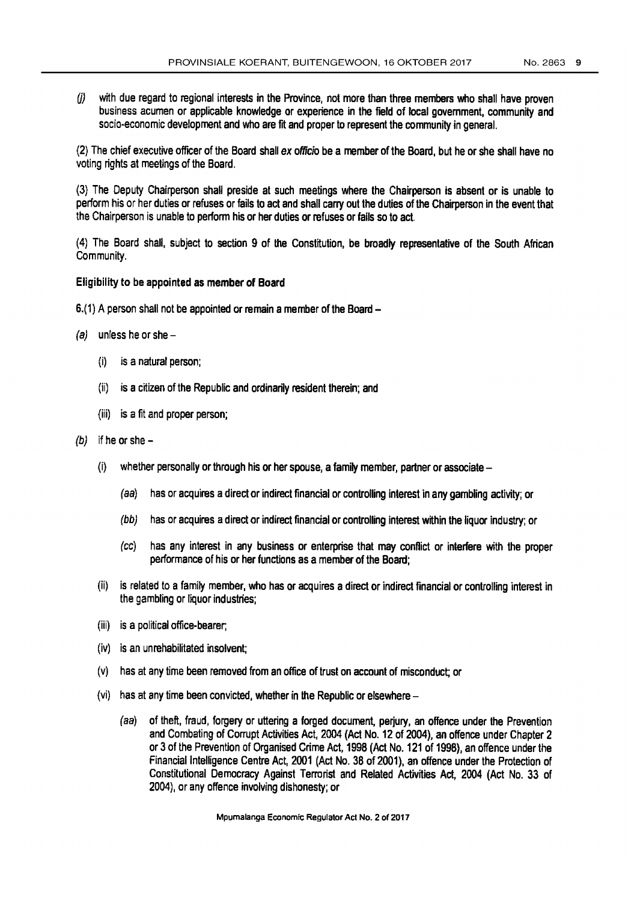*(j)* with due regard to regional interests in the Province, not more than three members who shall have proven business acumen or applicable knowledge or experience in the field of local government, community and socio-economic development and who are fit and proper to represent the community in general.

(2) The chief executive officer of the Board shall *ex officio* be a member of the Board, but he or she shall have no voting rights at meetings of the Board.

(3) The Deputy Chairperson shall preside at such meetings where the Chairperson is absent or is unable to perform his or her duties or refuses or fails to act and shall carry out the duties of the Chairperson in the event that the Chairperson is unable to perform his or her duties or refuses or fails so to act.

(4) The Board shall, subject to section 9 of the Constitution, be broadly representative of the South African Community.

**Eligibility to be appointed as member of Board**

6.(1) A person shall not be appointed or remain a member of the Board –

*(a)* unless he or she –

- (i) is a natural person;
- (ii) is a citizen of the Republic and ordinarily resident therein; and
- (iii) is a fit and proper person;

*(b)* if he or she –

- (i) whether personally or through his or her spouse, a family member, partner or associate –
  - *(aa)* has or acquires a direct or indirect financial or controlling interest in any gambling activity; or
  - *(bb)* has or acquires a direct or indirect financial or controlling interest within the liquor industry; or
  - *(cc)* has any interest in any business or enterprise that may conflict or interfere with the proper performance of his or her functions as a member of the Board;
- (ii) is related to a family member, who has or acquires a direct or indirect financial or controlling interest in the gambling or liquor industries;
- (iii) is a political office-bearer;
- (iv) is an unrehabilitated insolvent;
- (v) has at any time been removed from an office of trust on account of misconduct; or
- (vi) has at any time been convicted, whether in the Republic or elsewhere –
  - *(aa)* of theft, fraud, forgery or uttering a forged document, perjury, an offence under the Prevention and Combating of Corrupt Activities Act, 2004 (Act No. 12 of 2004), an offence under Chapter 2 or 3 of the Prevention of Organised Crime Act, 1998 (Act No. 121 of 1998), an offence under the Financial Intelligence Centre Act, 2001 (Act No. 38 of 2001), an offence under the Protection of Constitutional Democracy Against Terrorist and Related Activities Act, 2004 (Act No. 33 of 2004), or any offence involving dishonesty; or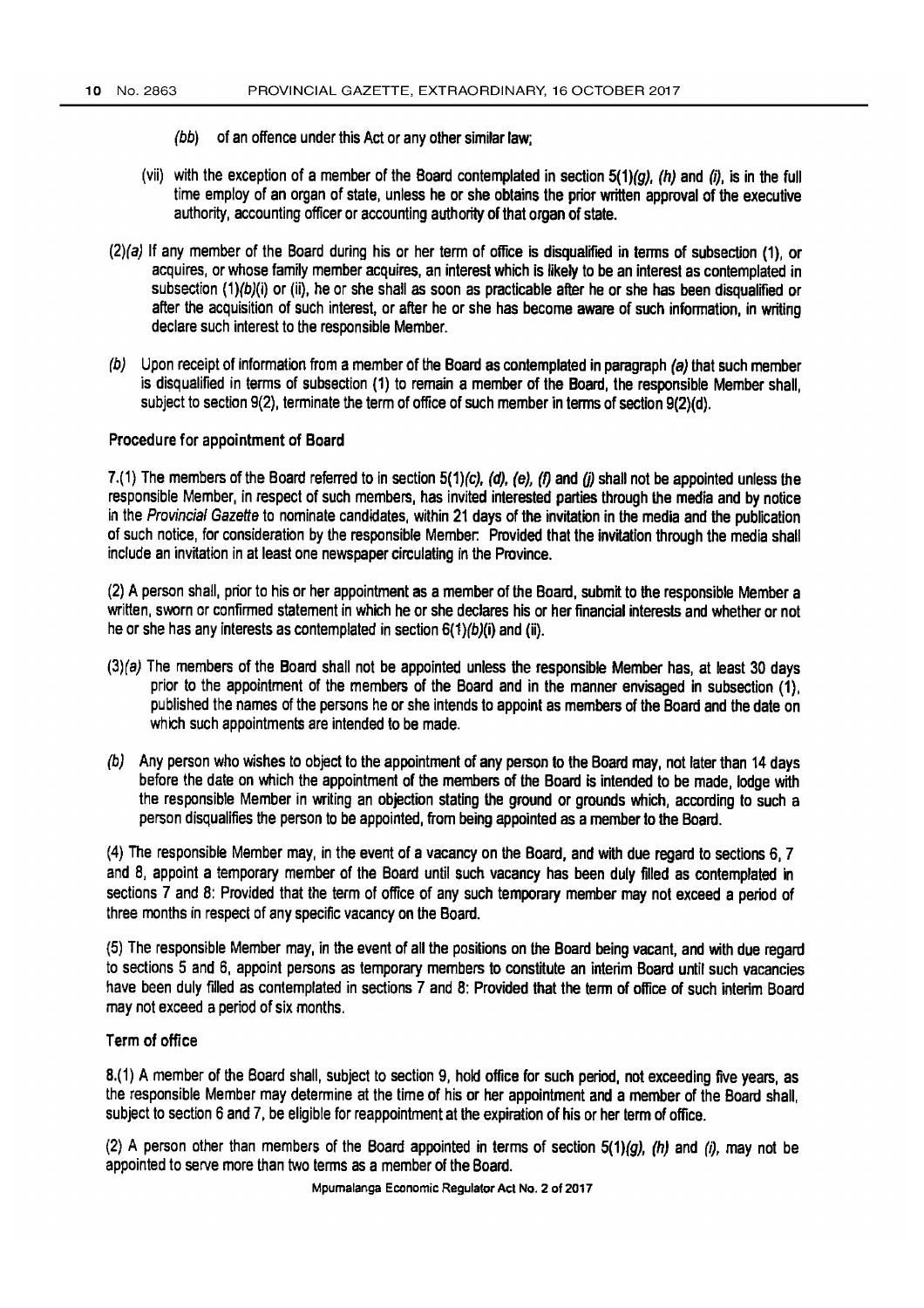(bb) of an offence under this Act or any other similar law;

(vii) with the exception of a member of the Board contemplated in section 5(1)*(g)*, *(h)* and *(i)*, is in the full time employ of an organ of state, unless he or she obtains the prior written approval of the executive authority, accounting officer or accounting authority of that organ of state.

(2)*(a)* If any member of the Board during his or her term of office is disqualified in terms of subsection (1), or acquires, or whose family member acquires, an interest which is likely to be an interest as contemplated in subsection (1)*(b)*(i) or (ii), he or she shall as soon as practicable after he or she has been disqualified or after the acquisition of such interest, or after he or she has become aware of such information, in writing declare such interest to the responsible Member.

*(b)* Upon receipt of information from a member of the Board as contemplated in paragraph *(a)* that such member is disqualified in terms of subsection (1) to remain a member of the Board, the responsible Member shall, subject to section 9(2), terminate the term of office of such member in terms of section 9(2)(d).

### Procedure for appointment of Board

7.(1) The members of the Board referred to in section 5(1)*(c)*, *(d)*, *(e)*, *(f)* and *(j)* shall not be appointed unless the responsible Member, in respect of such members, has invited interested parties through the media and by notice in the *Provincial Gazette* to nominate candidates, within 21 days of the invitation in the media and the publication of such notice, for consideration by the responsible Member: Provided that the invitation through the media shall include an invitation in at least one newspaper circulating in the Province.

(2) A person shall, prior to his or her appointment as a member of the Board, submit to the responsible Member a written, sworn or confirmed statement in which he or she declares his or her financial interests and whether or not he or she has any interests as contemplated in section 6(1)*(b)*(i) and (ii).

(3)*(a)* The members of the Board shall not be appointed unless the responsible Member has, at least 30 days prior to the appointment of the members of the Board and in the manner envisaged in subsection (1), published the names of the persons he or she intends to appoint as members of the Board and the date on which such appointments are intended to be made.

*(b)* Any person who wishes to object to the appointment of any person to the Board may, not later than 14 days before the date on which the appointment of the members of the Board is intended to be made, lodge with the responsible Member in writing an objection stating the ground or grounds which, according to such a person disqualifies the person to be appointed, from being appointed as a member to the Board.

(4) The responsible Member may, in the event of a vacancy on the Board, and with due regard to sections 6, 7 and 8, appoint a temporary member of the Board until such vacancy has been duly filled as contemplated in sections 7 and 8: Provided that the term of office of any such temporary member may not exceed a period of three months in respect of any specific vacancy on the Board.

(5) The responsible Member may, in the event of all the positions on the Board being vacant, and with due regard to sections 5 and 6, appoint persons as temporary members to constitute an interim Board until such vacancies have been duly filled as contemplated in sections 7 and 8: Provided that the term of office of such interim Board may not exceed a period of six months.

### Term of office

8.(1) A member of the Board shall, subject to section 9, hold office for such period, not exceeding five years, as the responsible Member may determine at the time of his or her appointment and a member of the Board shall, subject to section 6 and 7, be eligible for reappointment at the expiration of his or her term of office.

(2) A person other than members of the Board appointed in terms of section 5(1)*(g)*, *(h)* and *(i)*, may not be appointed to serve more than two terms as a member of the Board.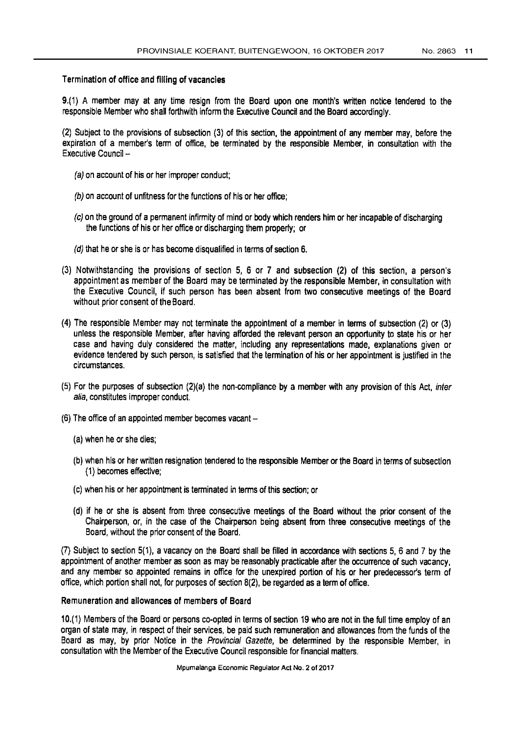### Termination of office and filling of vacancies

9.(1) A member may at any time resign from the Board upon one month's written notice tendered to the responsible Member who shall forthwith inform the Executive Council and the Board accordingly.

(2) Subject to the provisions of subsection (3) of this section, the appointment of any member may, before the expiration of a member's term of office, be terminated by the responsible Member, in consultation with the Executive Council –

*(a)* on account of his or her improper conduct;

*(b)* on account of unfitness for the functions of his or her office;

*(c)* on the ground of a permanent infirmity of mind or body which renders him or her incapable of discharging the functions of his or her office or discharging them properly; or

*(d)* that he or she is or has become disqualified in terms of section 6.

(3) Notwithstanding the provisions of section 5, 6 or 7 and subsection (2) of this section, a person's appointment as member of the Board may be terminated by the responsible Member, in consultation with the Executive Council, if such person has been absent from two consecutive meetings of the Board without prior consent of the Board.

(4) The responsible Member may not terminate the appointment of a member in terms of subsection (2) or (3) unless the responsible Member, after having afforded the relevant person an opportunity to state his or her case and having duly considered the matter, including any representations made, explanations given or evidence tendered by such person, is satisfied that the termination of his or her appointment is justified in the circumstances.

(5) For the purposes of subsection (2)(a) the non-compliance by a member with any provision of this Act, *inter alia*, constitutes improper conduct.

(6) The office of an appointed member becomes vacant –

(a) when he or she dies;

(b) when his or her written resignation tendered to the responsible Member or the Board in terms of subsection (1) becomes effective;

(c) when his or her appointment is terminated in terms of this section; or

(d) if he or she is absent from three consecutive meetings of the Board without the prior consent of the Chairperson, or, in the case of the Chairperson being absent from three consecutive meetings of the Board, without the prior consent of the Board.

(7) Subject to section 5(1), a vacancy on the Board shall be filled in accordance with sections 5, 6 and 7 by the appointment of another member as soon as may be reasonably practicable after the occurrence of such vacancy, and any member so appointed remains in office for the unexpired portion of his or her predecessor's term of office, which portion shall not, for purposes of section 8(2), be regarded as a term of office.

### Remuneration and allowances of members of Board

10.(1) Members of the Board or persons co-opted in terms of section 19 who are not in the full time employ of an organ of state may, in respect of their services, be paid such remuneration and allowances from the funds of the Board as may, by prior Notice in the *Provincial Gazette*, be determined by the responsible Member, in consultation with the Member of the Executive Council responsible for financial matters.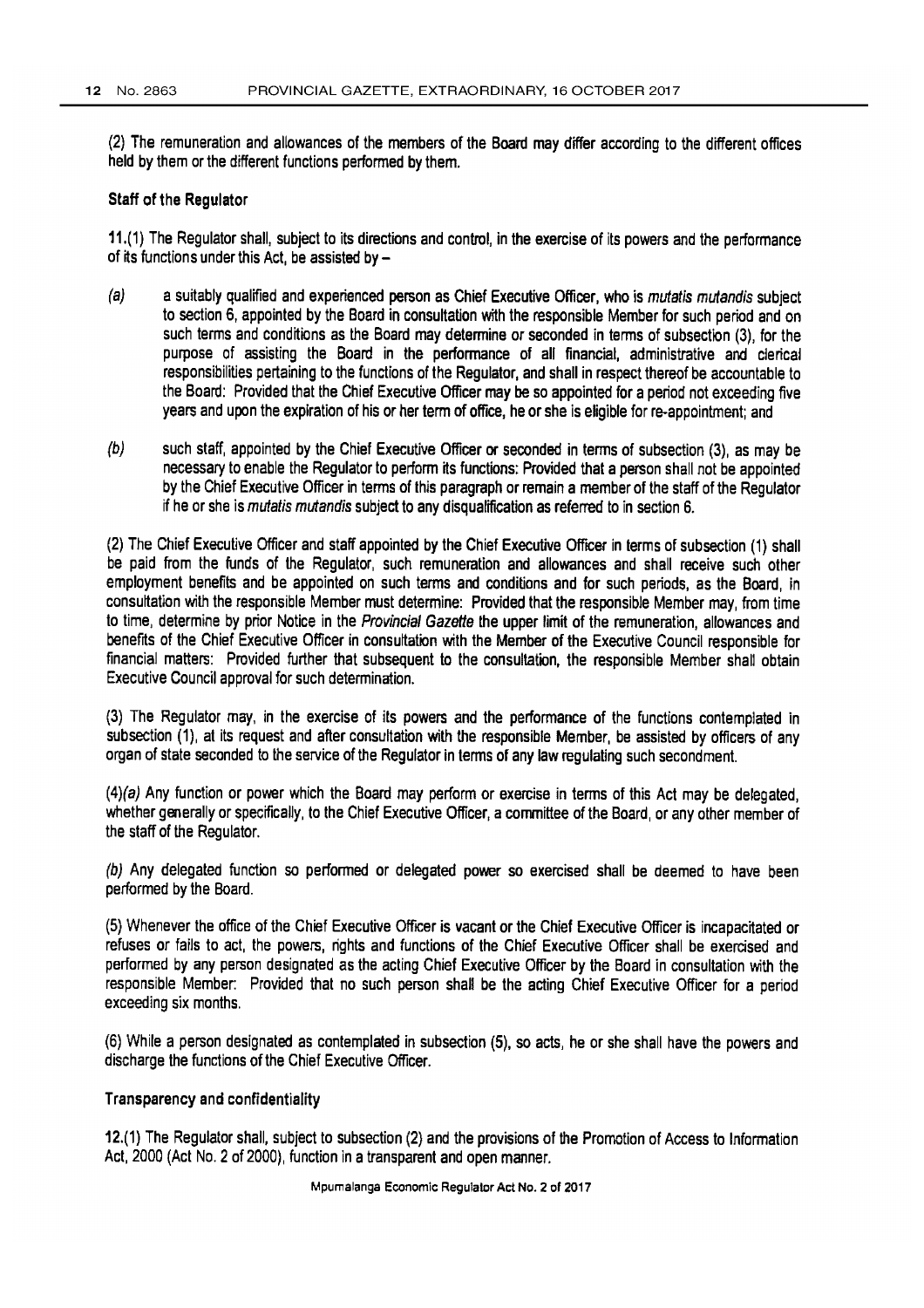(2) The remuneration and allowances of the members of the Board may differ according to the different offices held by them or the different functions performed by them.

**Staff of the Regulator**

**11.**(1) The Regulator shall, subject to its directions and control, in the exercise of its powers and the performance of its functions under this Act, be assisted by –

*(a)* a suitably qualified and experienced person as Chief Executive Officer, who is *mutatis mutandis* subject to section 6, appointed by the Board in consultation with the responsible Member for such period and on such terms and conditions as the Board may determine or seconded in terms of subsection (3), for the purpose of assisting the Board in the performance of all financial, administrative and clerical responsibilities pertaining to the functions of the Regulator, and shall in respect thereof be accountable to the Board: Provided that the Chief Executive Officer may be so appointed for a period not exceeding five years and upon the expiration of his or her term of office, he or she is eligible for re-appointment; and

*(b)* such staff, appointed by the Chief Executive Officer or seconded in terms of subsection (3), as may be necessary to enable the Regulator to perform its functions: Provided that a person shall not be appointed by the Chief Executive Officer in terms of this paragraph or remain a member of the staff of the Regulator if he or she is *mutatis mutandis* subject to any disqualification as referred to in section 6.

(2) The Chief Executive Officer and staff appointed by the Chief Executive Officer in terms of subsection (1) shall be paid from the funds of the Regulator, such remuneration and allowances and shall receive such other employment benefits and be appointed on such terms and conditions and for such periods, as the Board, in consultation with the responsible Member must determine: Provided that the responsible Member may, from time to time, determine by prior Notice in the *Provincial Gazette* the upper limit of the remuneration, allowances and benefits of the Chief Executive Officer in consultation with the Member of the Executive Council responsible for financial matters: Provided further that subsequent to the consultation, the responsible Member shall obtain Executive Council approval for such determination.

(3) The Regulator may, in the exercise of its powers and the performance of the functions contemplated in subsection (1), at its request and after consultation with the responsible Member, be assisted by officers of any organ of state seconded to the service of the Regulator in terms of any law regulating such secondment.

(4)*(a)* Any function or power which the Board may perform or exercise in terms of this Act may be delegated, whether generally or specifically, to the Chief Executive Officer, a committee of the Board, or any other member of the staff of the Regulator.

*(b)* Any delegated function so performed or delegated power so exercised shall be deemed to have been performed by the Board.

(5) Whenever the office of the Chief Executive Officer is vacant or the Chief Executive Officer is incapacitated or refuses or fails to act, the powers, rights and functions of the Chief Executive Officer shall be exercised and performed by any person designated as the acting Chief Executive Officer by the Board in consultation with the responsible Member: Provided that no such person shall be the acting Chief Executive Officer for a period exceeding six months.

(6) While a person designated as contemplated in subsection (5), so acts, he or she shall have the powers and discharge the functions of the Chief Executive Officer.

**Transparency and confidentiality**

**12.**(1) The Regulator shall, subject to subsection (2) and the provisions of the Promotion of Access to Information Act, 2000 (Act No. 2 of 2000), function in a transparent and open manner.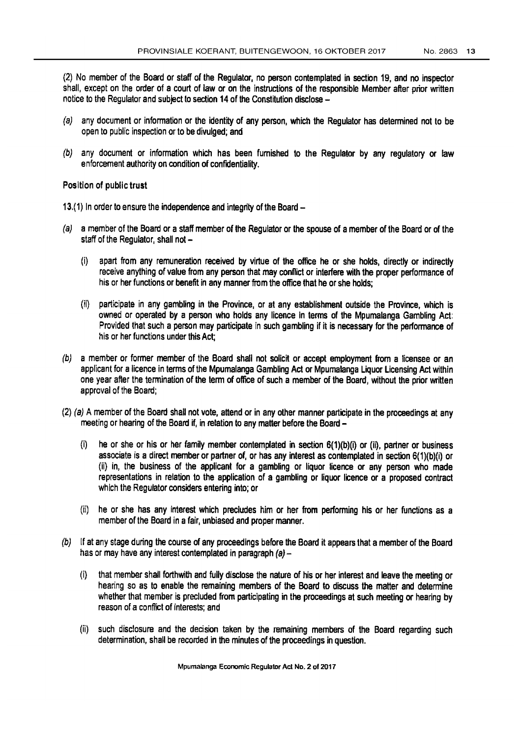(2) No member of the Board or staff of the Regulator, no person contemplated in section 19, and no inspector shall, except on the order of a court of law or on the instructions of the responsible Member after prior written notice to the Regulator and subject to section 14 of the Constitution disclose –

*(a)* any document or information or the identity of any person, which the Regulator has determined not to be open to public inspection or to be divulged; and

*(b)* any document or information which has been furnished to the Regulator by any regulatory or law enforcement authority on condition of confidentiality.

**Position of public trust**

13.(1) In order to ensure the independence and integrity of the Board –

*(a)* a member of the Board or a staff member of the Regulator or the spouse of a member of the Board or of the staff of the Regulator, shall not –

(i) apart from any remuneration received by virtue of the office he or she holds, directly or indirectly receive anything of value from any person that may conflict or interfere with the proper performance of his or her functions or benefit in any manner from the office that he or she holds;

(ii) participate in any gambling in the Province, or at any establishment outside the Province, which is owned or operated by a person who holds any licence in terms of the Mpumalanga Gambling Act: Provided that such a person may participate in such gambling if it is necessary for the performance of his or her functions under this Act;

*(b)* a member or former member of the Board shall not solicit or accept employment from a licensee or an applicant for a licence in terms of the Mpumalanga Gambling Act or Mpumalanga Liquor Licensing Act within one year after the termination of the term of office of such a member of the Board, without the prior written approval of the Board;

(2) *(a)* A member of the Board shall not vote, attend or in any other manner participate in the proceedings at any meeting or hearing of the Board if, in relation to any matter before the Board –

(i) he or she or his or her family member contemplated in section 6(1)(b)(i) or (ii), partner or business associate is a direct member or partner of, or has any interest as contemplated in section 6(1)(b)(i) or (ii) in, the business of the applicant for a gambling or liquor licence or any person who made representations in relation to the application of a gambling or liquor licence or a proposed contract which the Regulator considers entering into; or

(ii) he or she has any interest which precludes him or her from performing his or her functions as a member of the Board in a fair, unbiased and proper manner.

*(b)* If at any stage during the course of any proceedings before the Board it appears that a member of the Board has or may have any interest contemplated in paragraph *(a)* –

(i) that member shall forthwith and fully disclose the nature of his or her interest and leave the meeting or hearing so as to enable the remaining members of the Board to discuss the matter and determine whether that member is precluded from participating in the proceedings at such meeting or hearing by reason of a conflict of interests; and

(ii) such disclosure and the decision taken by the remaining members of the Board regarding such determination, shall be recorded in the minutes of the proceedings in question.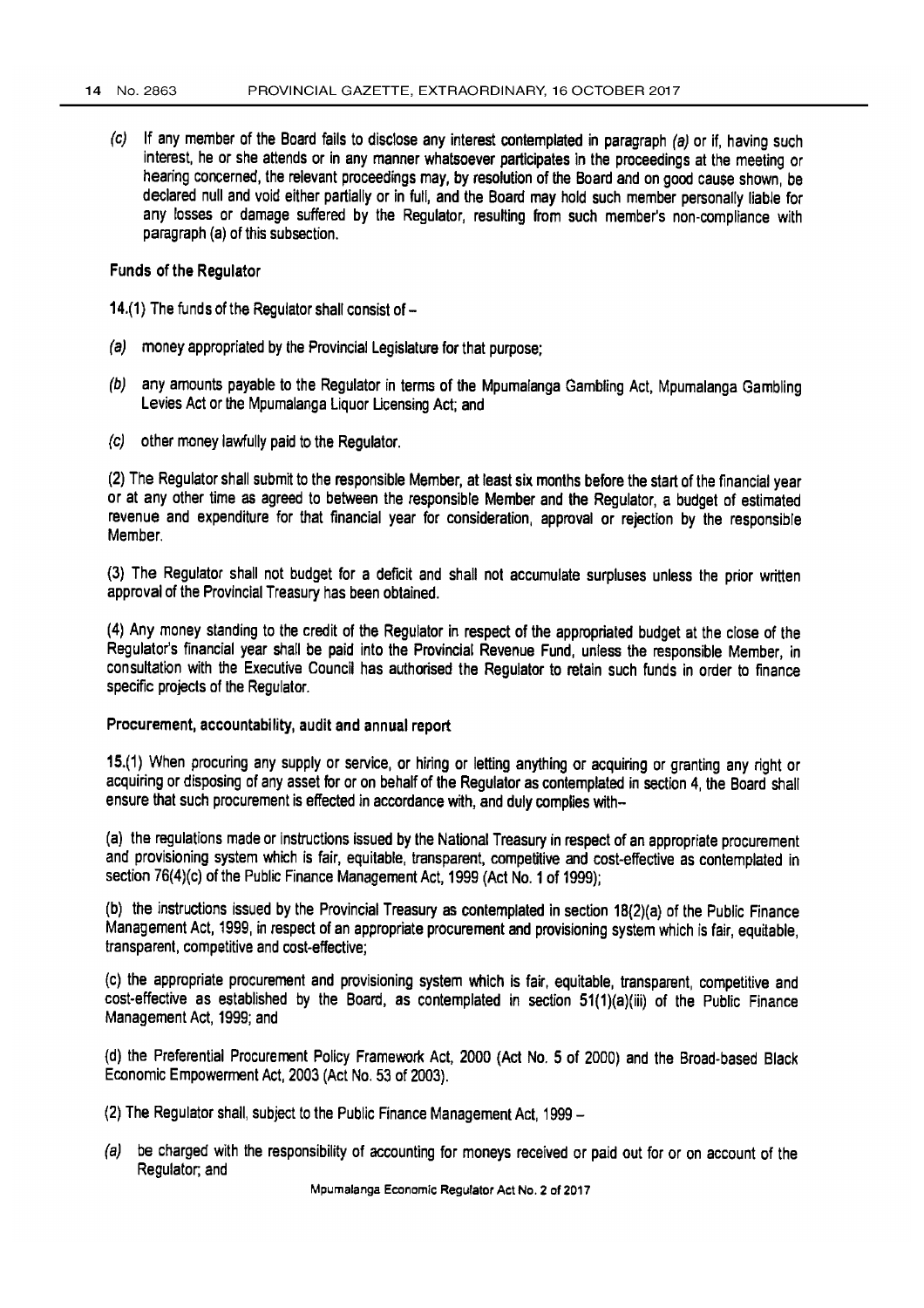(c) If any member of the Board fails to disclose any interest contemplated in paragraph *(a)* or if, having such interest, he or she attends or in any manner whatsoever participates in the proceedings at the meeting or hearing concerned, the relevant proceedings may, by resolution of the Board and on good cause shown, be declared null and void either partially or in full, and the Board may hold such member personally liable for any losses or damage suffered by the Regulator, resulting from such member's non-compliance with paragraph (a) of this subsection.

**Funds of the Regulator**

**14.**(1) The funds of the Regulator shall consist of –

*(a)* money appropriated by the Provincial Legislature for that purpose;

*(b)* any amounts payable to the Regulator in terms of the Mpumalanga Gambling Act, Mpumalanga Gambling Levies Act or the Mpumalanga Liquor Licensing Act; and

*(c)* other money lawfully paid to the Regulator.

(2) The Regulator shall submit to the responsible Member, at least six months before the start of the financial year or at any other time as agreed to between the responsible Member and the Regulator, a budget of estimated revenue and expenditure for that financial year for consideration, approval or rejection by the responsible Member.

(3) The Regulator shall not budget for a deficit and shall not accumulate surpluses unless the prior written approval of the Provincial Treasury has been obtained.

(4) Any money standing to the credit of the Regulator in respect of the appropriated budget at the close of the Regulator's financial year shall be paid into the Provincial Revenue Fund, unless the responsible Member, in consultation with the Executive Council has authorised the Regulator to retain such funds in order to finance specific projects of the Regulator.

**Procurement, accountability, audit and annual report**

**15.**(1) When procuring any supply or service, or hiring or letting anything or acquiring or granting any right or acquiring or disposing of any asset for or on behalf of the Regulator as contemplated in section 4, the Board shall ensure that such procurement is effected in accordance with, and duly complies with–

(a) the regulations made or instructions issued by the National Treasury in respect of an appropriate procurement and provisioning system which is fair, equitable, transparent, competitive and cost-effective as contemplated in section 76(4)(c) of the Public Finance Management Act, 1999 (Act No. 1 of 1999);

(b) the instructions issued by the Provincial Treasury as contemplated in section 18(2)(a) of the Public Finance Management Act, 1999, in respect of an appropriate procurement and provisioning system which is fair, equitable, transparent, competitive and cost-effective;

(c) the appropriate procurement and provisioning system which is fair, equitable, transparent, competitive and cost-effective as established by the Board, as contemplated in section 51(1)(a)(iii) of the Public Finance Management Act, 1999; and

(d) the Preferential Procurement Policy Framework Act, 2000 (Act No. 5 of 2000) and the Broad-based Black Economic Empowerment Act, 2003 (Act No. 53 of 2003).

(2) The Regulator shall, subject to the Public Finance Management Act, 1999 –

*(a)* be charged with the responsibility of accounting for moneys received or paid out for or on account of the Regulator; and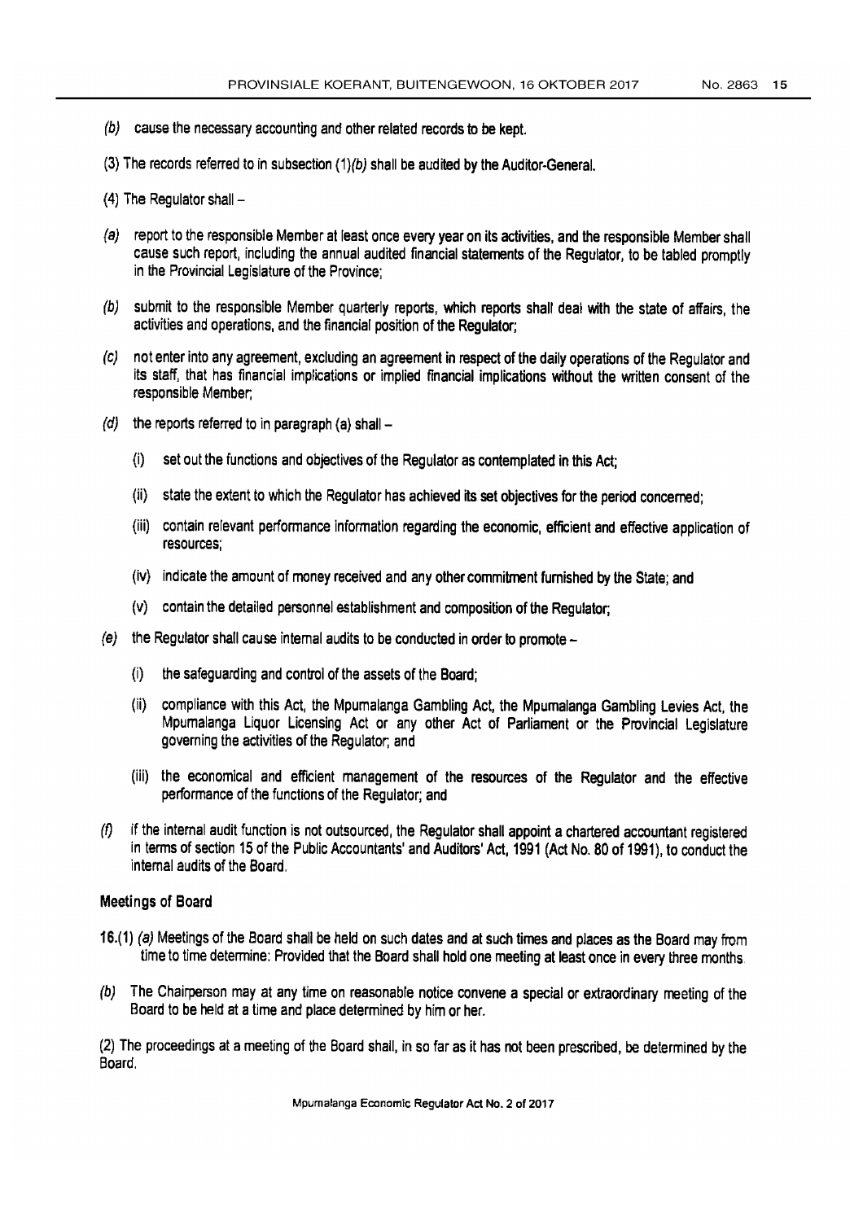(*b*) cause the necessary accounting and other related records to be kept.

(3) The records referred to in subsection (1)*(b)* shall be audited by the Auditor-General.

(4) The Regulator shall –

(*a*) report to the responsible Member at least once every year on its activities, and the responsible Member shall cause such report, including the annual audited financial statements of the Regulator, to be tabled promptly in the Provincial Legislature of the Province;

(*b*) submit to the responsible Member quarterly reports, which reports shall deal with the state of affairs, the activities and operations, and the financial position of the Regulator;

(*c*) not enter into any agreement, excluding an agreement in respect of the daily operations of the Regulator and its staff, that has financial implications or implied financial implications without the written consent of the responsible Member;

(*d*) the reports referred to in paragraph (a) shall –

(i) set out the functions and objectives of the Regulator as contemplated in this Act;

(ii) state the extent to which the Regulator has achieved its set objectives for the period concerned;

(iii) contain relevant performance information regarding the economic, efficient and effective application of resources;

(iv) indicate the amount of money received and any other commitment furnished by the State; and

(v) contain the detailed personnel establishment and composition of the Regulator;

(*e*) the Regulator shall cause internal audits to be conducted in order to promote –

(i) the safeguarding and control of the assets of the Board;

(ii) compliance with this Act, the Mpumalanga Gambling Act, the Mpumalanga Gambling Levies Act, the Mpumalanga Liquor Licensing Act or any other Act of Parliament or the Provincial Legislature governing the activities of the Regulator; and

(iii) the economical and efficient management of the resources of the Regulator and the effective performance of the functions of the Regulator; and

(*f*) if the internal audit function is not outsourced, the Regulator shall appoint a chartered accountant registered in terms of section 15 of the Public Accountants' and Auditors' Act, 1991 (Act No. 80 of 1991), to conduct the internal audits of the Board.

### Meetings of Board

**16.**(1) *(a)* Meetings of the Board shall be held on such dates and at such times and places as the Board may from time to time determine: Provided that the Board shall hold one meeting at least once in every three months.

(*b*) The Chairperson may at any time on reasonable notice convene a special or extraordinary meeting of the Board to be held at a time and place determined by him or her.

(2) The proceedings at a meeting of the Board shall, in so far as it has not been prescribed, be determined by the Board.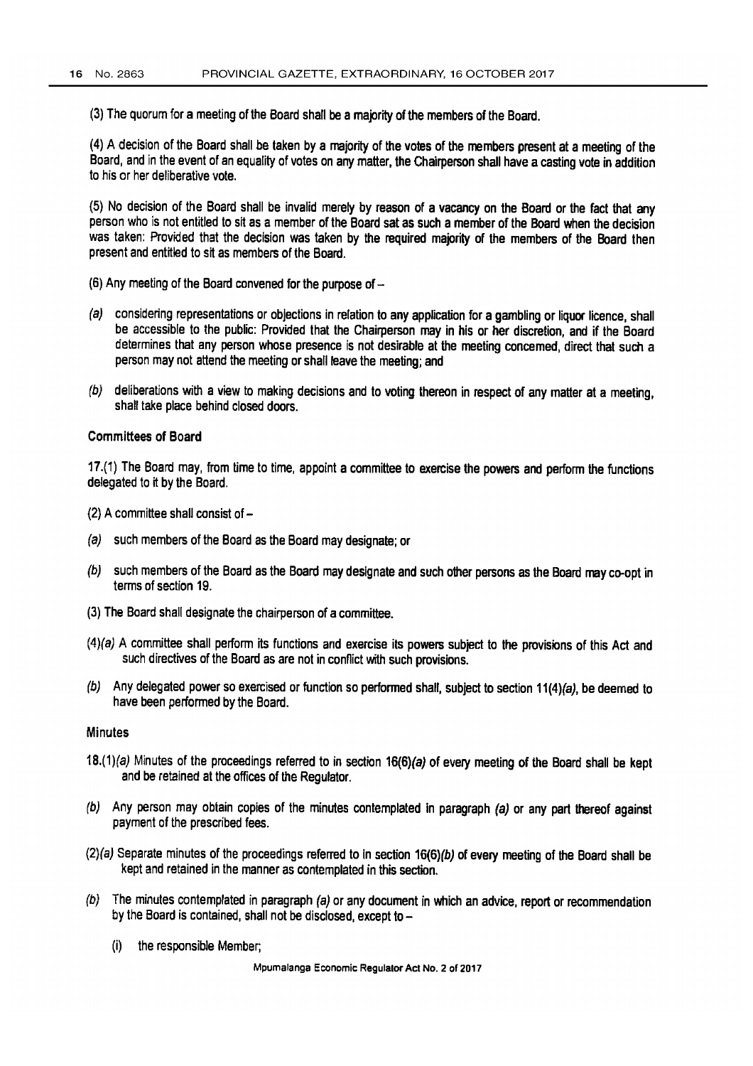(3) The quorum for a meeting of the Board shall be a majority of the members of the Board.

(4) A decision of the Board shall be taken by a majority of the votes of the members present at a meeting of the Board, and in the event of an equality of votes on any matter, the Chairperson shall have a casting vote in addition to his or her deliberative vote.

(5) No decision of the Board shall be invalid merely by reason of a vacancy on the Board or the fact that any person who is not entitled to sit as a member of the Board sat as such a member of the Board when the decision was taken: Provided that the decision was taken by the required majority of the members of the Board then present and entitled to sit as members of the Board.

(6) Any meeting of the Board convened for the purpose of –

*(a)* considering representations or objections in relation to any application for a gambling or liquor licence, shall be accessible to the public: Provided that the Chairperson may in his or her discretion, and if the Board determines that any person whose presence is not desirable at the meeting concerned, direct that such a person may not attend the meeting or shall leave the meeting; and

*(b)* deliberations with a view to making decisions and to voting thereon in respect of any matter at a meeting, shall take place behind closed doors.

**Committees of Board**

17.(1) The Board may, from time to time, appoint a committee to exercise the powers and perform the functions delegated to it by the Board.

(2) A committee shall consist of –

*(a)* such members of the Board as the Board may designate; or

*(b)* such members of the Board as the Board may designate and such other persons as the Board may co-opt in terms of section 19.

(3) The Board shall designate the chairperson of a committee.

(4)*(a)* A committee shall perform its functions and exercise its powers subject to the provisions of this Act and such directives of the Board as are not in conflict with such provisions.

*(b)* Any delegated power so exercised or function so performed shall, subject to section 11(4)*(a)*, be deemed to have been performed by the Board.

**Minutes**

18.(1)*(a)* Minutes of the proceedings referred to in section 16(6)*(a)* of every meeting of the Board shall be kept and be retained at the offices of the Regulator.

*(b)* Any person may obtain copies of the minutes contemplated in paragraph *(a)* or any part thereof against payment of the prescribed fees.

(2)*(a)* Separate minutes of the proceedings referred to in section 16(6)*(b)* of every meeting of the Board shall be kept and retained in the manner as contemplated in this section.

*(b)* The minutes contemplated in paragraph *(a)* or any document in which an advice, report or recommendation by the Board is contained, shall not be disclosed, except to –

(i) the responsible Member;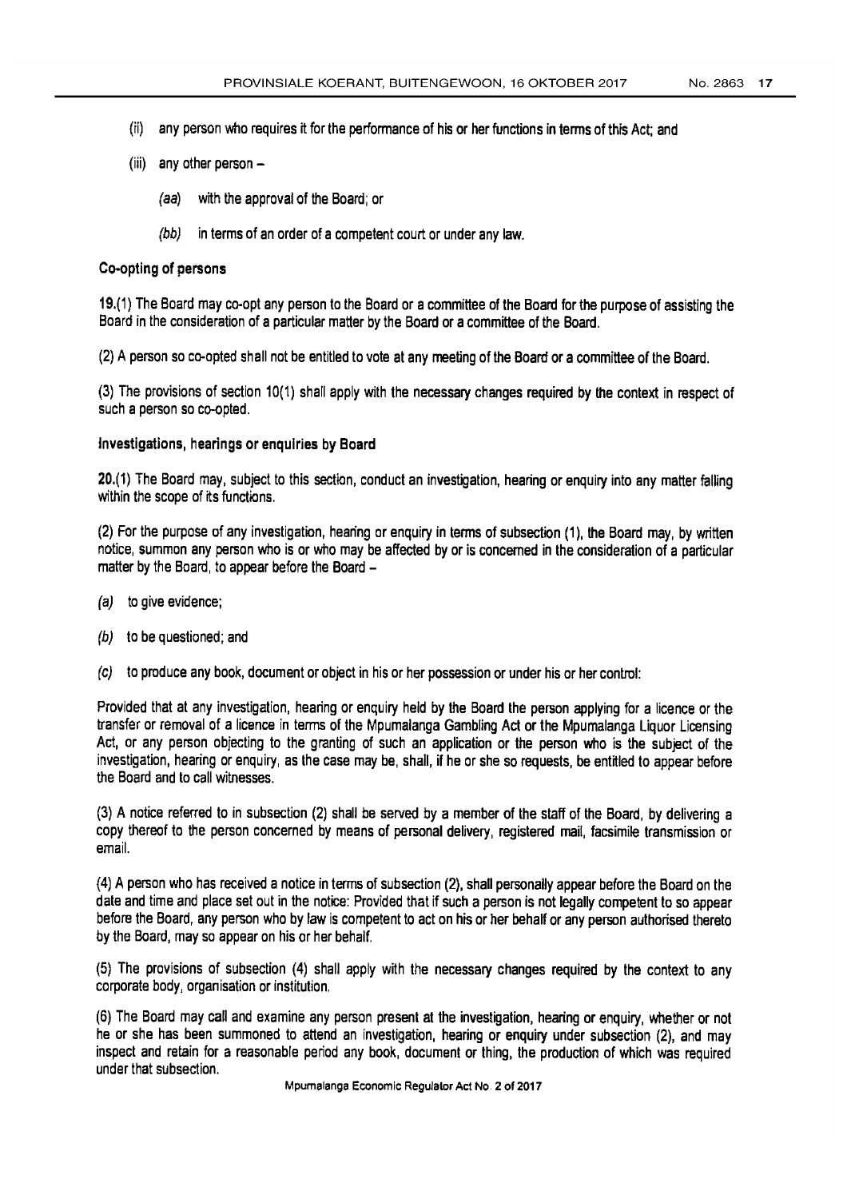(ii) any person who requires it for the performance of his or her functions in terms of this Act; and

(iii) any other person –

  *(aa)* with the approval of the Board; or

  *(bb)* in terms of an order of a competent court or under any law.

**Co-opting of persons**

**19.**(1) The Board may co-opt any person to the Board or a committee of the Board for the purpose of assisting the Board in the consideration of a particular matter by the Board or a committee of the Board.

(2) A person so co-opted shall not be entitled to vote at any meeting of the Board or a committee of the Board.

(3) The provisions of section 10(1) shall apply with the necessary changes required by the context in respect of such a person so co-opted.

**Investigations, hearings or enquiries by Board**

**20.**(1) The Board may, subject to this section, conduct an investigation, hearing or enquiry into any matter falling within the scope of its functions.

(2) For the purpose of any investigation, hearing or enquiry in terms of subsection (1), the Board may, by written notice, summon any person who is or who may be affected by or is concerned in the consideration of a particular matter by the Board, to appear before the Board –

*(a)* to give evidence;

*(b)* to be questioned; and

*(c)* to produce any book, document or object in his or her possession or under his or her control:

Provided that at any investigation, hearing or enquiry held by the Board the person applying for a licence or the transfer or removal of a licence in terms of the Mpumalanga Gambling Act or the Mpumalanga Liquor Licensing Act, or any person objecting to the granting of such an application or the person who is the subject of the investigation, hearing or enquiry, as the case may be, shall, if he or she so requests, be entitled to appear before the Board and to call witnesses.

(3) A notice referred to in subsection (2) shall be served by a member of the staff of the Board, by delivering a copy thereof to the person concerned by means of personal delivery, registered mail, facsimile transmission or email.

(4) A person who has received a notice in terms of subsection (2), shall personally appear before the Board on the date and time and place set out in the notice: Provided that if such a person is not legally competent to so appear before the Board, any person who by law is competent to act on his or her behalf or any person authorised thereto by the Board, may so appear on his or her behalf.

(5) The provisions of subsection (4) shall apply with the necessary changes required by the context to any corporate body, organisation or institution.

(6) The Board may call and examine any person present at the investigation, hearing or enquiry, whether or not he or she has been summoned to attend an investigation, hearing or enquiry under subsection (2), and may inspect and retain for a reasonable period any book, document or thing, the production of which was required under that subsection.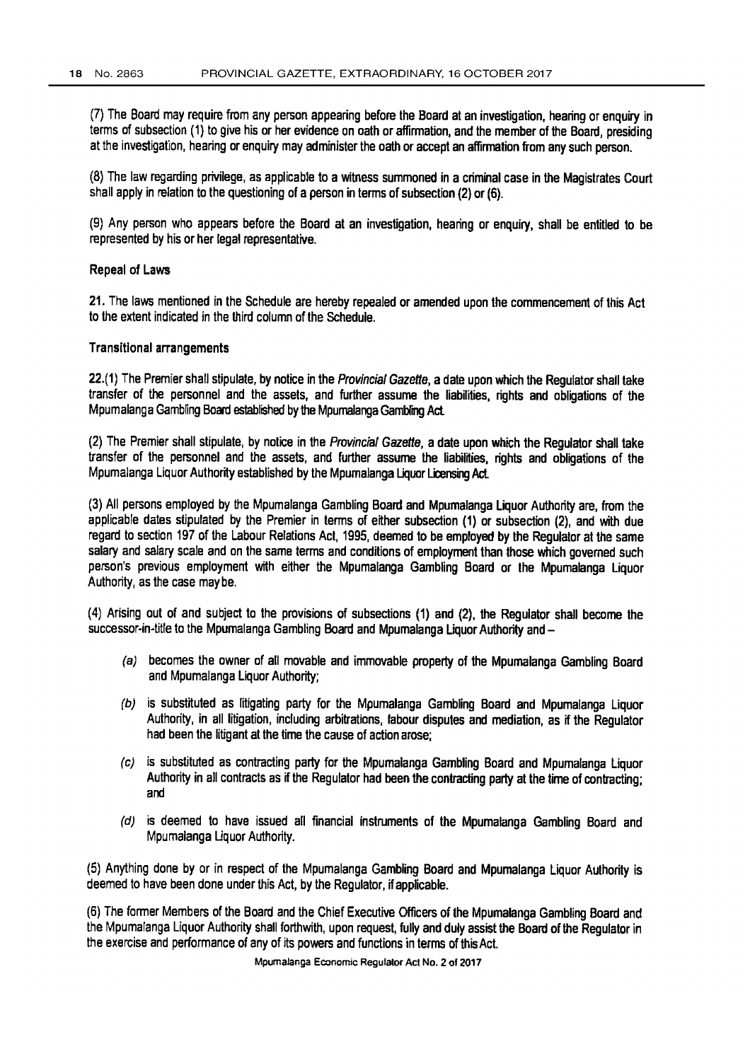(7) The Board may require from any person appearing before the Board at an investigation, hearing or enquiry in terms of subsection (1) to give his or her evidence on oath or affirmation, and the member of the Board, presiding at the investigation, hearing or enquiry may administer the oath or accept an affirmation from any such person.

(8) The law regarding privilege, as applicable to a witness summoned in a criminal case in the Magistrates Court shall apply in relation to the questioning of a person in terms of subsection (2) or (6).

(9) Any person who appears before the Board at an investigation, hearing or enquiry, shall be entitled to be represented by his or her legal representative.

### Repeal of Laws

**21.** The laws mentioned in the Schedule are hereby repealed or amended upon the commencement of this Act to the extent indicated in the third column of the Schedule.

### Transitional arrangements

**22.**(1) The Premier shall stipulate, by notice in the *Provincial Gazette*, a date upon which the Regulator shall take transfer of the personnel and the assets, and further assume the liabilities, rights and obligations of the Mpumalanga Gambling Board established by the Mpumalanga Gambling Act.

(2) The Premier shall stipulate, by notice in the *Provincial Gazette*, a date upon which the Regulator shall take transfer of the personnel and the assets, and further assume the liabilities, rights and obligations of the Mpumalanga Liquor Authority established by the Mpumalanga Liquor Licensing Act.

(3) All persons employed by the Mpumalanga Gambling Board and Mpumalanga Liquor Authority are, from the applicable dates stipulated by the Premier in terms of either subsection (1) or subsection (2), and with due regard to section 197 of the Labour Relations Act, 1995, deemed to be employed by the Regulator at the same salary and salary scale and on the same terms and conditions of employment than those which governed such person's previous employment with either the Mpumalanga Gambling Board or the Mpumalanga Liquor Authority, as the case may be.

(4) Arising out of and subject to the provisions of subsections (1) and (2), the Regulator shall become the successor-in-title to the Mpumalanga Gambling Board and Mpumalanga Liquor Authority and –

- *(a)* becomes the owner of all movable and immovable property of the Mpumalanga Gambling Board and Mpumalanga Liquor Authority;
- *(b)* is substituted as litigating party for the Mpumalanga Gambling Board and Mpumalanga Liquor Authority, in all litigation, including arbitrations, labour disputes and mediation, as if the Regulator had been the litigant at the time the cause of action arose;
- *(c)* is substituted as contracting party for the Mpumalanga Gambling Board and Mpumalanga Liquor Authority in all contracts as if the Regulator had been the contracting party at the time of contracting; and
- *(d)* is deemed to have issued all financial instruments of the Mpumalanga Gambling Board and Mpumalanga Liquor Authority.

(5) Anything done by or in respect of the Mpumalanga Gambling Board and Mpumalanga Liquor Authority is deemed to have been done under this Act, by the Regulator, if applicable.

(6) The former Members of the Board and the Chief Executive Officers of the Mpumalanga Gambling Board and the Mpumalanga Liquor Authority shall forthwith, upon request, fully and duly assist the Board of the Regulator in the exercise and performance of any of its powers and functions in terms of this Act.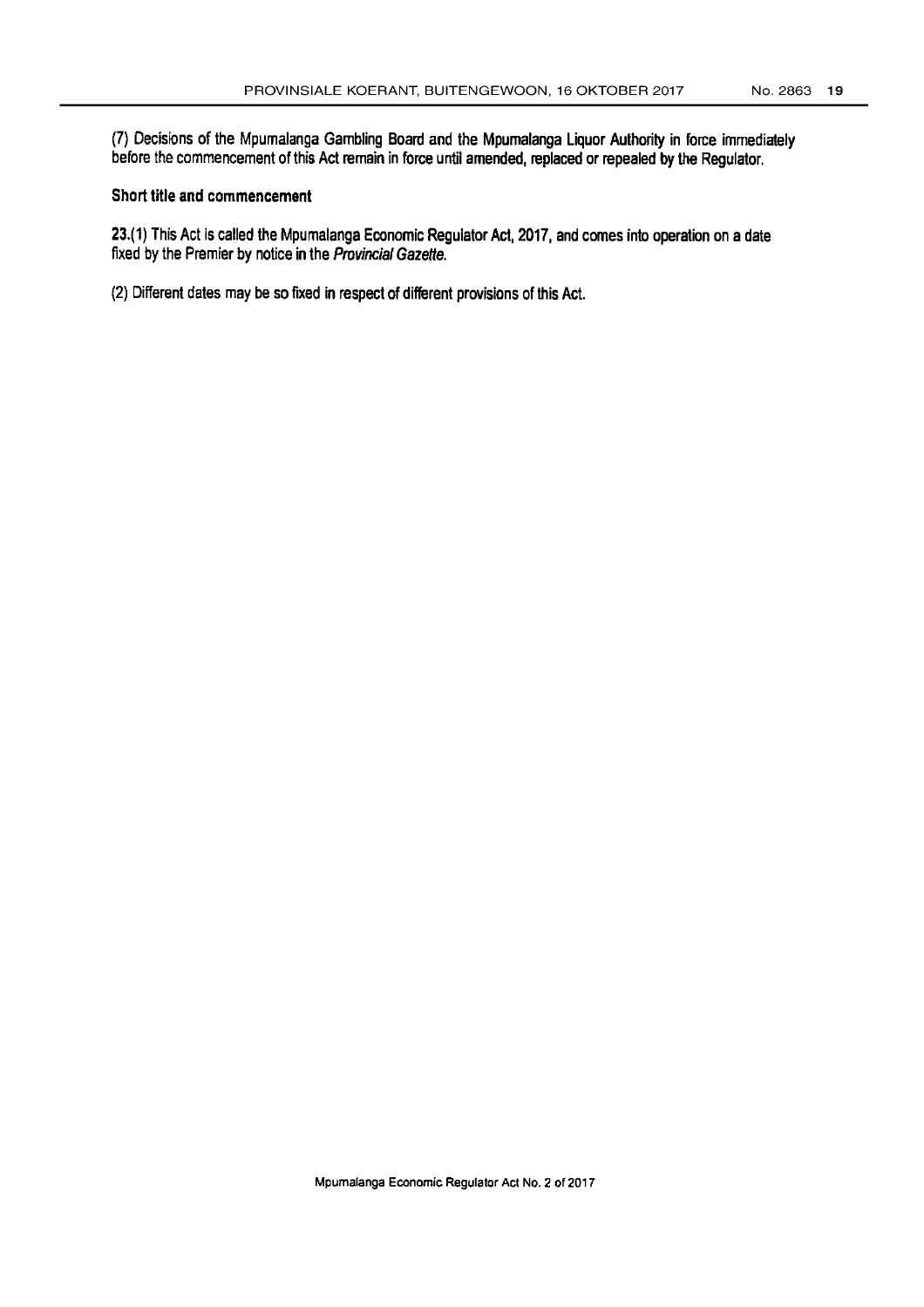(7) Decisions of the Mpumalanga Gambling Board and the Mpumalanga Liquor Authority in force immediately before the commencement of this Act remain in force until amended, replaced or repealed by the Regulator.

**Short title and commencement**

**23.**(1) This Act is called the Mpumalanga Economic Regulator Act, 2017, and comes into operation on a date fixed by the Premier by notice in the *Provincial Gazette*.

(2) Different dates may be so fixed in respect of different provisions of this Act.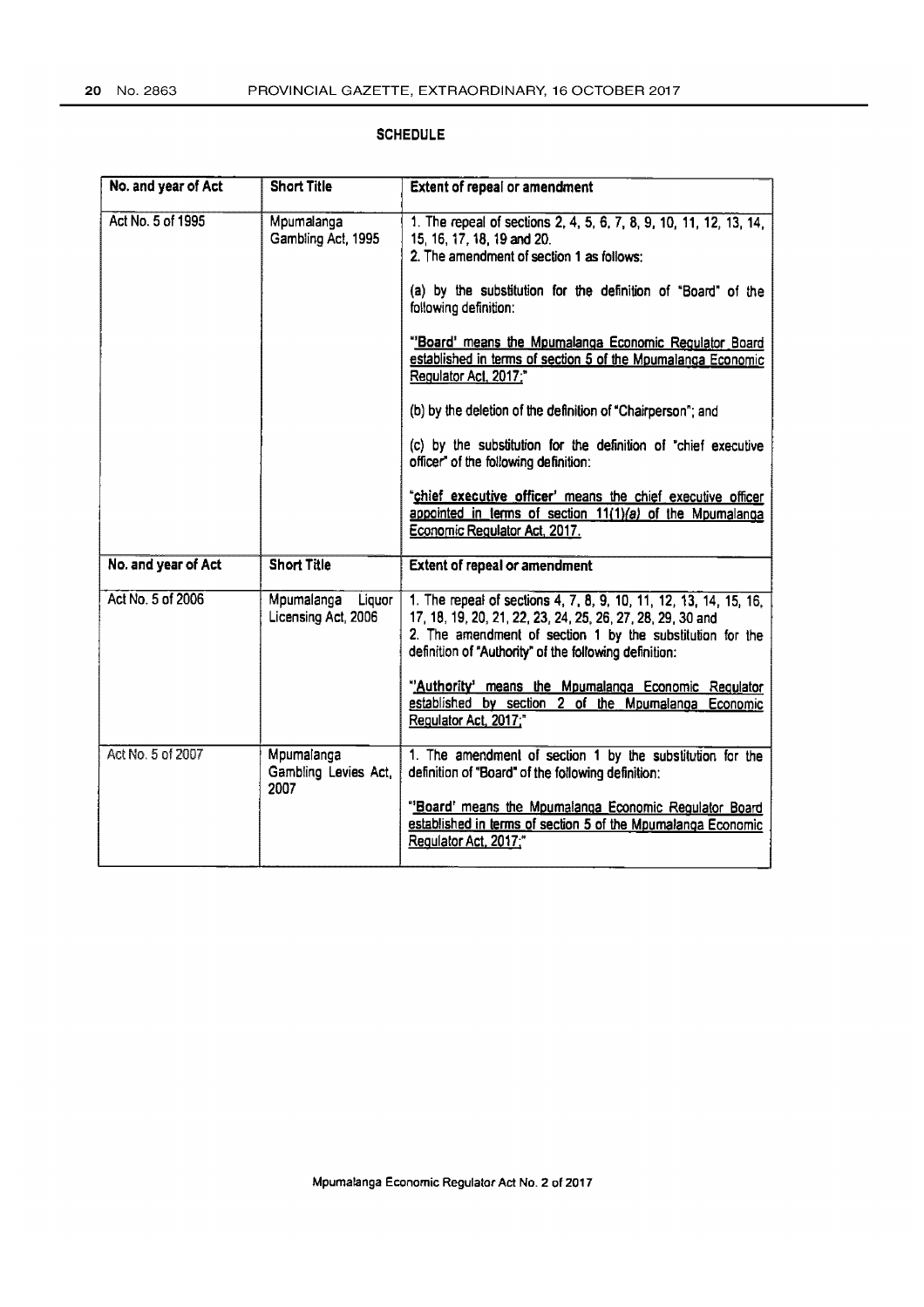## SCHEDULE

| No. and year of Act | Short Title | Extent of repeal or amendment |
|---|---|---|
| Act No. 5 of 1995 | Mpumalanga Gambling Act, 1995 | 1. The repeal of sections 2, 4, 5, 6, 7, 8, 9, 10, 11, 12, 13, 14, 15, 16, 17, 18, 19 and 20.<br>2. The amendment of section 1 as follows:<br><br>(a) by the substitution for the definition of "Board" of the following definition:<br><br>"'<u>Board' means the Mpumalanga Economic Regulator Board established in terms of section 5 of the Mpumalanga Economic Regulator Act, 2017;</u>"<br><br>(b) by the deletion of the definition of "Chairperson"; and<br><br>(c) by the substitution for the definition of "chief executive officer" of the following definition:<br><br>"<u>chief executive officer' means the chief executive officer appointed in terms of section 11(1)*(a)* of the Mpumalanga Economic Regulator Act, 2017.</u>" |
| **No. and year of Act** | **Short Title** | **Extent of repeal or amendment** |
| Act No. 5 of 2006 | Mpumalanga Liquor Licensing Act, 2006 | 1. The repeal of sections 4, 7, 8, 9, 10, 11, 12, 13, 14, 15, 16, 17, 18, 19, 20, 21, 22, 23, 24, 25, 26, 27, 28, 29, 30 and<br>2. The amendment of section 1 by the substitution for the definition of "Authority" of the following definition:<br><br>"'<u>Authority' means the Mpumalanga Economic Regulator established by section 2 of the Mpumalanga Economic Regulator Act, 2017;</u>" |
| Act No. 5 of 2007 | Mpumalanga Gambling Levies Act, 2007 | 1. The amendment of section 1 by the substitution for the definition of "Board" of the following definition:<br><br>"'<u>Board' means the Mpumalanga Economic Regulator Board established in terms of section 5 of the Mpumalanga Economic Regulator Act, 2017;</u>" |

Mpumalanga Economic Regulator Act No. 2 of 2017